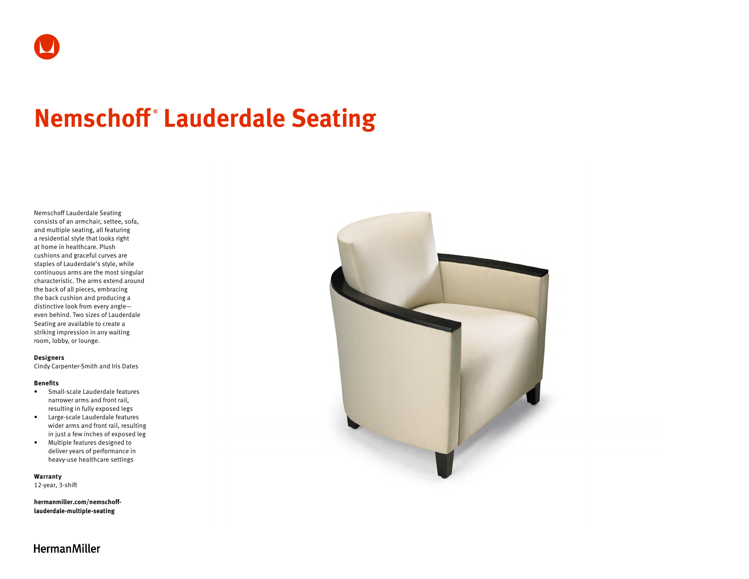# Nemschoff® Lauderdale Seating

Nemschoff Lauderdale Seating consists of an armchair, settee, sofa, and multiple seating, all featuring a residential style that looks right at home in healthcare. Plush cushions and graceful curves are staples of Lauderdale's style, while continuous arms are the most singular characteristic. The arms extend around the back of all pieces, embracing the back cushion and producing a distinctive look from every angle—even behind. Two sizes of Lauderdale Seating are available to create a striking impression in any waiting room, lobby, or lounge.

**Designers**
Cindy Carpenter-Smith and Iris Dates

**Benefits**

- Small-scale Lauderdale features narrower arms and front rail, resulting in fully exposed legs
- Large-scale Lauderdale features wider arms and front rail, resulting in just a few inches of exposed leg
- Multiple features designed to deliver years of performance in heavy-use healthcare settings

**Warranty**
12-year, 3-shift

**hermanmiller.com/nemschoff-lauderdale-multiple-seating**

HermanMiller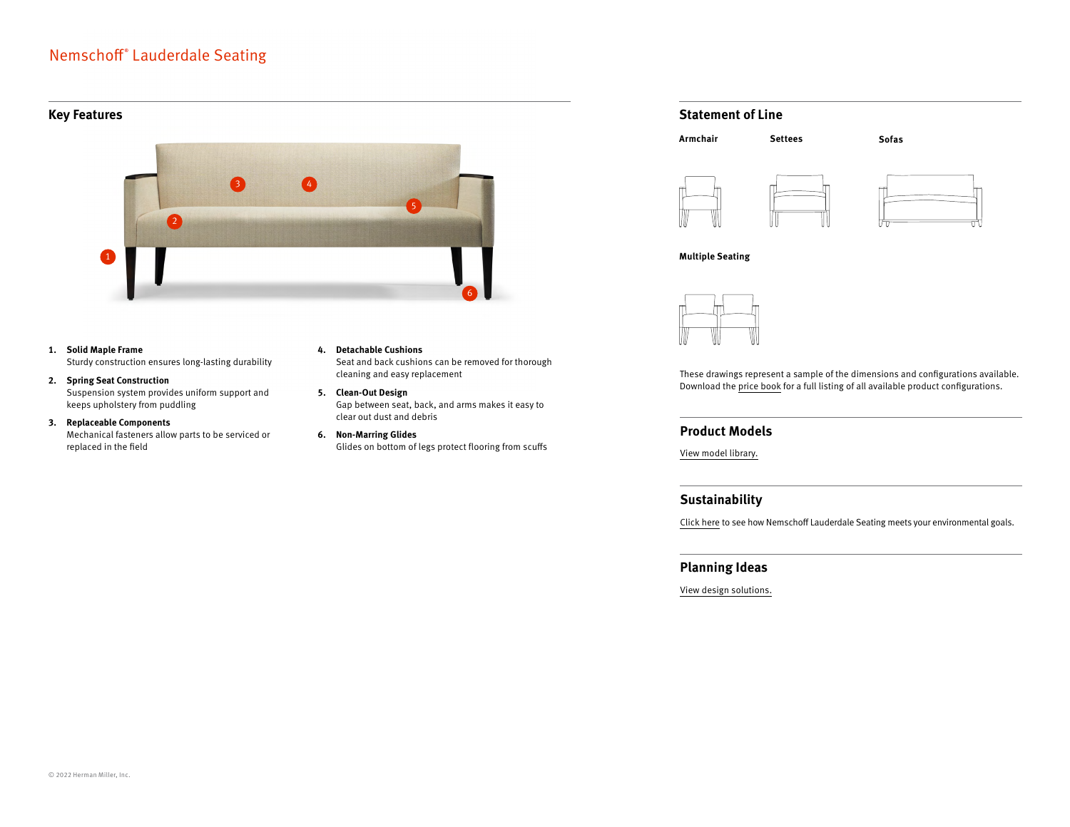Nemschoff® Lauderdale Seating

## Key Features

1. **Solid Maple Frame**
   Sturdy construction ensures long-lasting durability
2. **Spring Seat Construction**
   Suspension system provides uniform support and keeps upholstery from puddling
3. **Replaceable Components**
   Mechanical fasteners allow parts to be serviced or replaced in the field
4. **Detachable Cushions**
   Seat and back cushions can be removed for thorough cleaning and easy replacement
5. **Clean-Out Design**
   Gap between seat, back, and arms makes it easy to clear out dust and debris
6. **Non-Marring Glides**
   Glides on bottom of legs protect flooring from scuffs

## Statement of Line

**Armchair**

**Settees**

**Sofas**

**Multiple Seating**

These drawings represent a sample of the dimensions and configurations available. Download the price book for a full listing of all available product configurations.

## Product Models

View model library.

## Sustainability

Click here to see how Nemschoff Lauderdale Seating meets your environmental goals.

## Planning Ideas

View design solutions.

© 2022 Herman Miller, Inc.